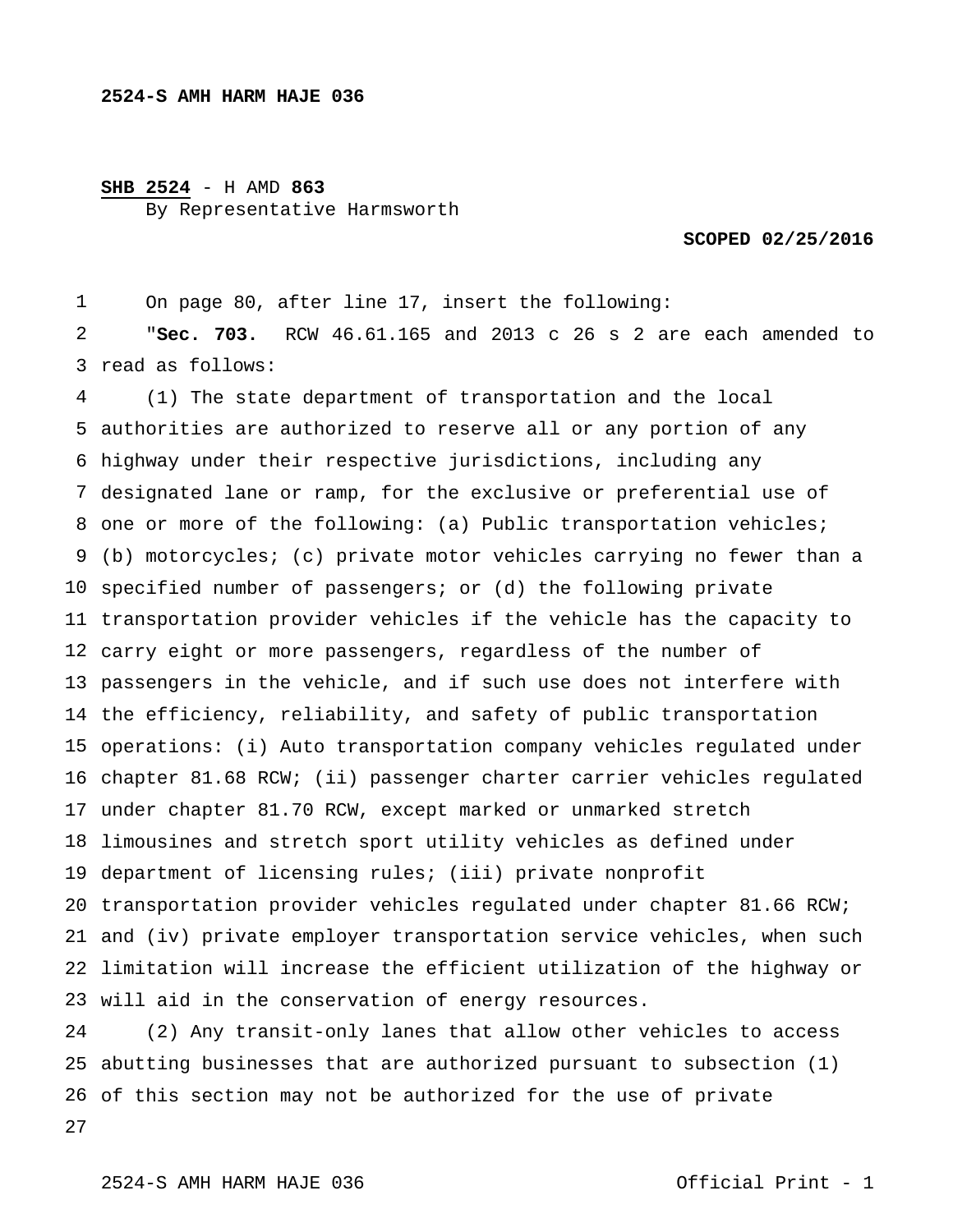2524-S AMH HARM HAJE 036

**SHB 2524** - H AMD **863**
By Representative Harmsworth

**SCOPED 02/25/2016**

On page 80, after line 17, insert the following:

"**Sec. 703.** RCW 46.61.165 and 2013 c 26 s 2 are each amended to read as follows:

(1) The state department of transportation and the local authorities are authorized to reserve all or any portion of any highway under their respective jurisdictions, including any designated lane or ramp, for the exclusive or preferential use of one or more of the following: (a) Public transportation vehicles; (b) motorcycles; (c) private motor vehicles carrying no fewer than a specified number of passengers; or (d) the following private transportation provider vehicles if the vehicle has the capacity to carry eight or more passengers, regardless of the number of passengers in the vehicle, and if such use does not interfere with the efficiency, reliability, and safety of public transportation operations: (i) Auto transportation company vehicles regulated under chapter 81.68 RCW; (ii) passenger charter carrier vehicles regulated under chapter 81.70 RCW, except marked or unmarked stretch limousines and stretch sport utility vehicles as defined under department of licensing rules; (iii) private nonprofit transportation provider vehicles regulated under chapter 81.66 RCW; and (iv) private employer transportation service vehicles, when such limitation will increase the efficient utilization of the highway or will aid in the conservation of energy resources.

(2) Any transit-only lanes that allow other vehicles to access abutting businesses that are authorized pursuant to subsection (1) of this section may not be authorized for the use of private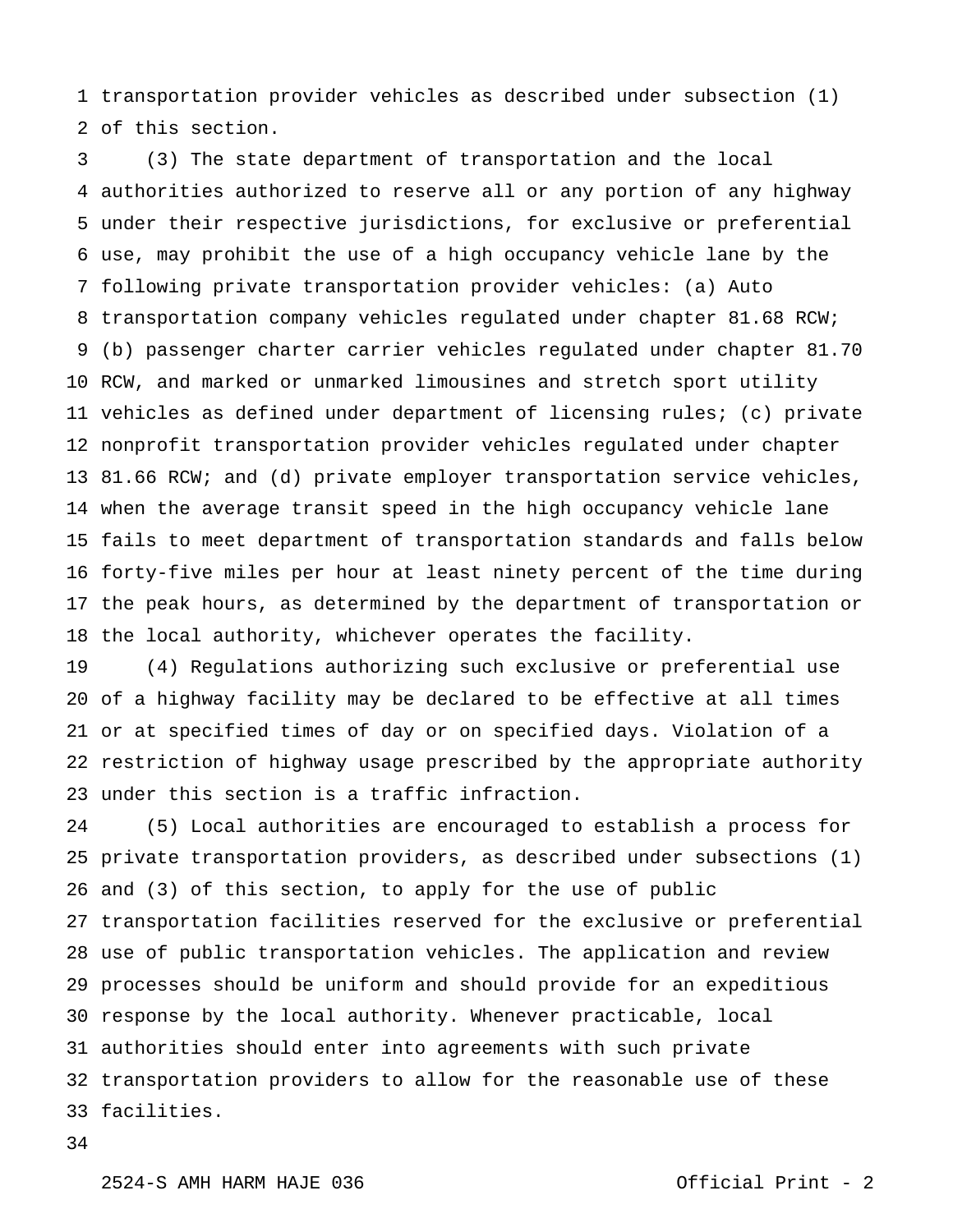transportation provider vehicles as described under subsection (1) of this section.

(3) The state department of transportation and the local authorities authorized to reserve all or any portion of any highway under their respective jurisdictions, for exclusive or preferential use, may prohibit the use of a high occupancy vehicle lane by the following private transportation provider vehicles: (a) Auto transportation company vehicles regulated under chapter 81.68 RCW; (b) passenger charter carrier vehicles regulated under chapter 81.70 RCW, and marked or unmarked limousines and stretch sport utility vehicles as defined under department of licensing rules; (c) private nonprofit transportation provider vehicles regulated under chapter 81.66 RCW; and (d) private employer transportation service vehicles, when the average transit speed in the high occupancy vehicle lane fails to meet department of transportation standards and falls below forty-five miles per hour at least ninety percent of the time during the peak hours, as determined by the department of transportation or the local authority, whichever operates the facility.

(4) Regulations authorizing such exclusive or preferential use of a highway facility may be declared to be effective at all times or at specified times of day or on specified days. Violation of a restriction of highway usage prescribed by the appropriate authority under this section is a traffic infraction.

(5) Local authorities are encouraged to establish a process for private transportation providers, as described under subsections (1) and (3) of this section, to apply for the use of public transportation facilities reserved for the exclusive or preferential use of public transportation vehicles. The application and review processes should be uniform and should provide for an expeditious response by the local authority. Whenever practicable, local authorities should enter into agreements with such private transportation providers to allow for the reasonable use of these facilities.

2524-S AMH HARM HAJE 036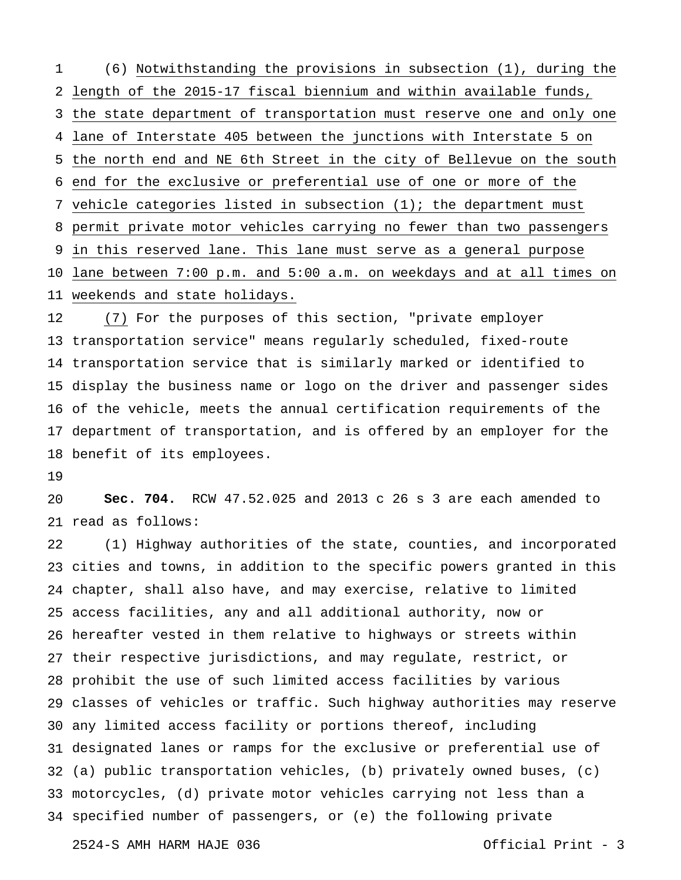(6) Notwithstanding the provisions in subsection (1), during the length of the 2015-17 fiscal biennium and within available funds, the state department of transportation must reserve one and only one lane of Interstate 405 between the junctions with Interstate 5 on the north end and NE 6th Street in the city of Bellevue on the south end for the exclusive or preferential use of one or more of the vehicle categories listed in subsection (1); the department must permit private motor vehicles carrying no fewer than two passengers in this reserved lane. This lane must serve as a general purpose lane between 7:00 p.m. and 5:00 a.m. on weekdays and at all times on weekends and state holidays.

(7) For the purposes of this section, "private employer transportation service" means regularly scheduled, fixed-route transportation service that is similarly marked or identified to display the business name or logo on the driver and passenger sides of the vehicle, meets the annual certification requirements of the department of transportation, and is offered by an employer for the benefit of its employees.

**Sec. 704.** RCW 47.52.025 and 2013 c 26 s 3 are each amended to read as follows:

(1) Highway authorities of the state, counties, and incorporated cities and towns, in addition to the specific powers granted in this chapter, shall also have, and may exercise, relative to limited access facilities, any and all additional authority, now or hereafter vested in them relative to highways or streets within their respective jurisdictions, and may regulate, restrict, or prohibit the use of such limited access facilities by various classes of vehicles or traffic. Such highway authorities may reserve any limited access facility or portions thereof, including designated lanes or ramps for the exclusive or preferential use of (a) public transportation vehicles, (b) privately owned buses, (c) motorcycles, (d) private motor vehicles carrying not less than a specified number of passengers, or (e) the following private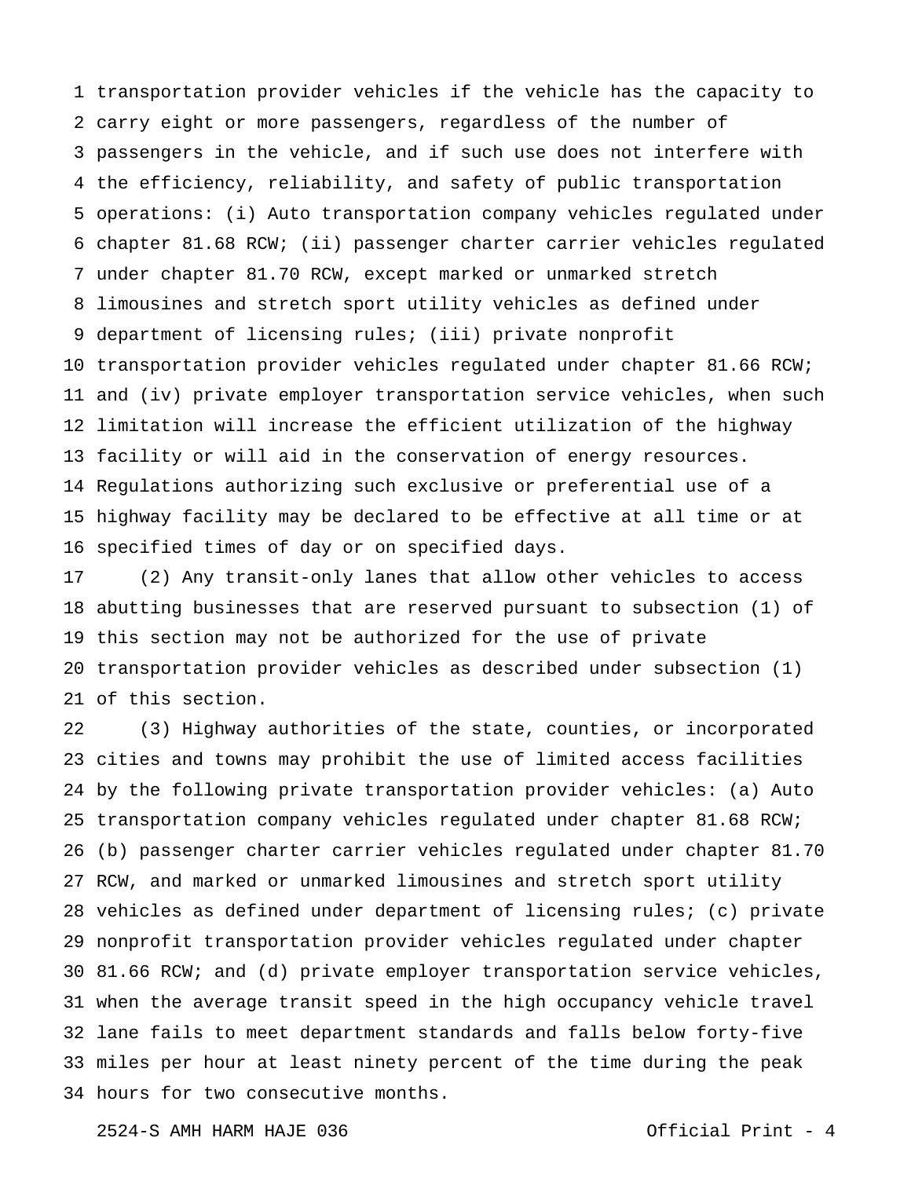transportation provider vehicles if the vehicle has the capacity to carry eight or more passengers, regardless of the number of passengers in the vehicle, and if such use does not interfere with the efficiency, reliability, and safety of public transportation operations: (i) Auto transportation company vehicles regulated under chapter 81.68 RCW; (ii) passenger charter carrier vehicles regulated under chapter 81.70 RCW, except marked or unmarked stretch limousines and stretch sport utility vehicles as defined under department of licensing rules; (iii) private nonprofit transportation provider vehicles regulated under chapter 81.66 RCW; and (iv) private employer transportation service vehicles, when such limitation will increase the efficient utilization of the highway facility or will aid in the conservation of energy resources. Regulations authorizing such exclusive or preferential use of a highway facility may be declared to be effective at all time or at specified times of day or on specified days.

(2) Any transit-only lanes that allow other vehicles to access abutting businesses that are reserved pursuant to subsection (1) of this section may not be authorized for the use of private transportation provider vehicles as described under subsection (1) of this section.

(3) Highway authorities of the state, counties, or incorporated cities and towns may prohibit the use of limited access facilities by the following private transportation provider vehicles: (a) Auto transportation company vehicles regulated under chapter 81.68 RCW; (b) passenger charter carrier vehicles regulated under chapter 81.70 RCW, and marked or unmarked limousines and stretch sport utility vehicles as defined under department of licensing rules; (c) private nonprofit transportation provider vehicles regulated under chapter 81.66 RCW; and (d) private employer transportation service vehicles, when the average transit speed in the high occupancy vehicle travel lane fails to meet department standards and falls below forty-five miles per hour at least ninety percent of the time during the peak hours for two consecutive months.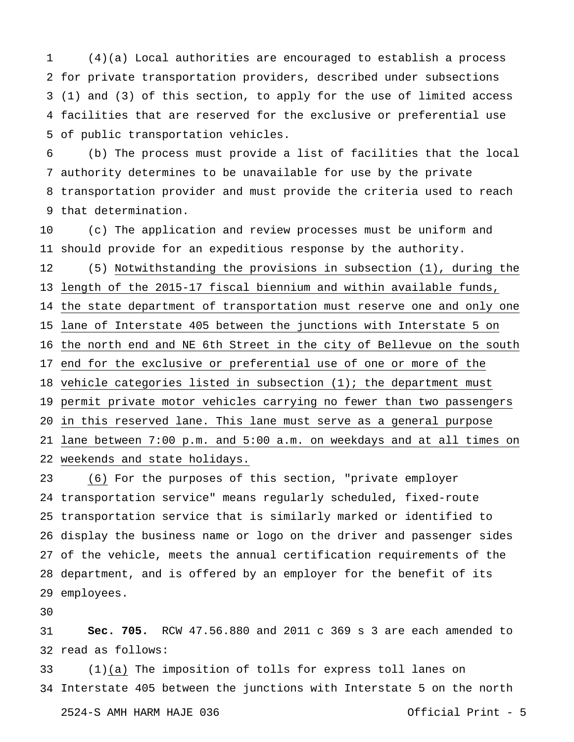(4)(a) Local authorities are encouraged to establish a process for private transportation providers, described under subsections (1) and (3) of this section, to apply for the use of limited access facilities that are reserved for the exclusive or preferential use of public transportation vehicles.

(b) The process must provide a list of facilities that the local authority determines to be unavailable for use by the private transportation provider and must provide the criteria used to reach that determination.

(c) The application and review processes must be uniform and should provide for an expeditious response by the authority.

(5) <u>Notwithstanding the provisions in subsection (1), during the length of the 2015-17 fiscal biennium and within available funds, the state department of transportation must reserve one and only one lane of Interstate 405 between the junctions with Interstate 5 on the north end and NE 6th Street in the city of Bellevue on the south end for the exclusive or preferential use of one or more of the vehicle categories listed in subsection (1); the department must permit private motor vehicles carrying no fewer than two passengers in this reserved lane. This lane must serve as a general purpose lane between 7:00 p.m. and 5:00 a.m. on weekdays and at all times on weekends and state holidays.</u>

<u>(6)</u> For the purposes of this section, "private employer transportation service" means regularly scheduled, fixed-route transportation service that is similarly marked or identified to display the business name or logo on the driver and passenger sides of the vehicle, meets the annual certification requirements of the department, and is offered by an employer for the benefit of its employees.

**Sec. 705.** RCW 47.56.880 and 2011 c 369 s 3 are each amended to read as follows:

(1)<u>(a)</u> The imposition of tolls for express toll lanes on Interstate 405 between the junctions with Interstate 5 on the north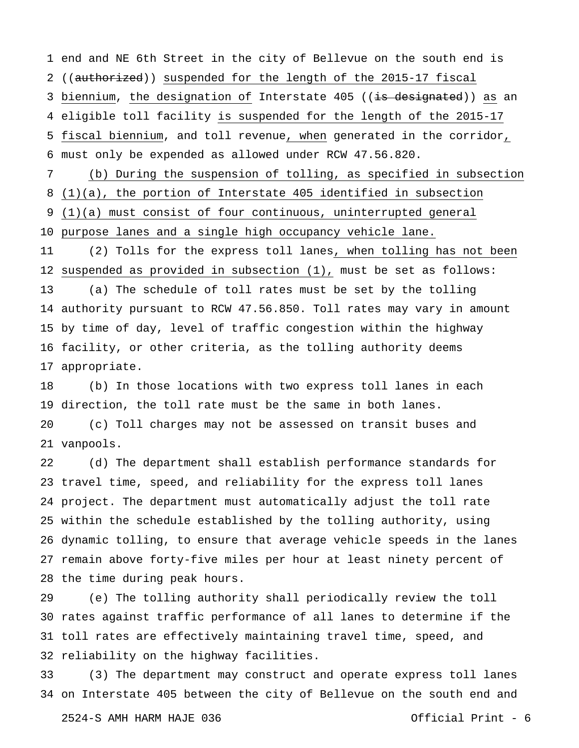end and NE 6th Street in the city of Bellevue on the south end is ((~~authorized~~)) <u>suspended for the length of the 2015-17 fiscal biennium</u>, <u>the designation of</u> Interstate 405 ((~~is designated~~)) <u>as</u> an eligible toll facility <u>is suspended for the length of the 2015-17 fiscal biennium</u>, and toll revenue<u>, when</u> generated in the corridor<u>,</u> must only be expended as allowed under RCW 47.56.820.

<u>(b) During the suspension of tolling, as specified in subsection (1)(a), the portion of Interstate 405 identified in subsection (1)(a) must consist of four continuous, uninterrupted general purpose lanes and a single high occupancy vehicle lane.</u>

(2) Tolls for the express toll lanes<u>, when tolling has not been suspended as provided in subsection (1),</u> must be set as follows:

(a) The schedule of toll rates must be set by the tolling authority pursuant to RCW 47.56.850. Toll rates may vary in amount by time of day, level of traffic congestion within the highway facility, or other criteria, as the tolling authority deems appropriate.

(b) In those locations with two express toll lanes in each direction, the toll rate must be the same in both lanes.

(c) Toll charges may not be assessed on transit buses and vanpools.

(d) The department shall establish performance standards for travel time, speed, and reliability for the express toll lanes project. The department must automatically adjust the toll rate within the schedule established by the tolling authority, using dynamic tolling, to ensure that average vehicle speeds in the lanes remain above forty-five miles per hour at least ninety percent of the time during peak hours.

(e) The tolling authority shall periodically review the toll rates against traffic performance of all lanes to determine if the toll rates are effectively maintaining travel time, speed, and reliability on the highway facilities.

(3) The department may construct and operate express toll lanes on Interstate 405 between the city of Bellevue on the south end and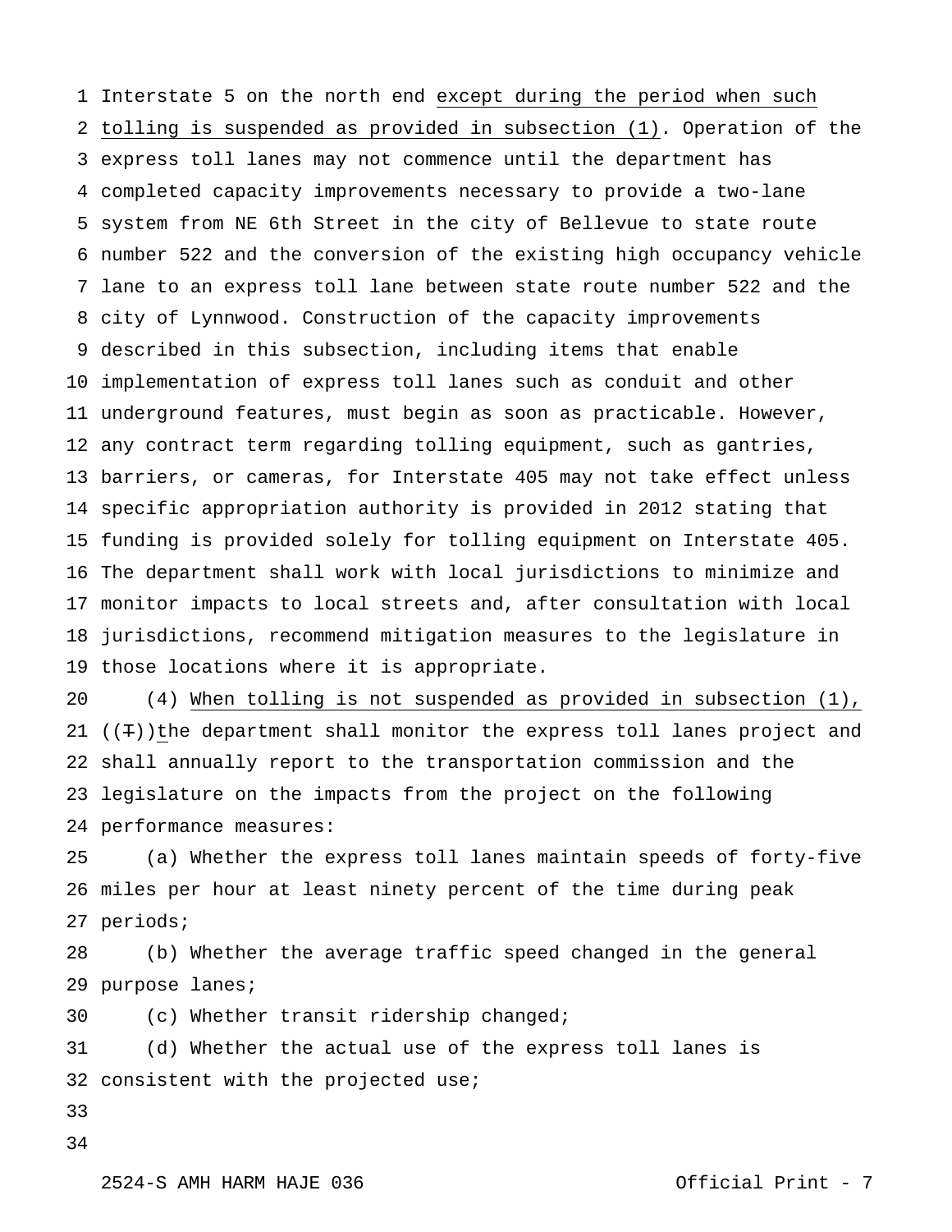Interstate 5 on the north end except during the period when such tolling is suspended as provided in subsection (1). Operation of the express toll lanes may not commence until the department has completed capacity improvements necessary to provide a two-lane system from NE 6th Street in the city of Bellevue to state route number 522 and the conversion of the existing high occupancy vehicle lane to an express toll lane between state route number 522 and the city of Lynnwood. Construction of the capacity improvements described in this subsection, including items that enable implementation of express toll lanes such as conduit and other underground features, must begin as soon as practicable. However, any contract term regarding tolling equipment, such as gantries, barriers, or cameras, for Interstate 405 may not take effect unless specific appropriation authority is provided in 2012 stating that funding is provided solely for tolling equipment on Interstate 405. The department shall work with local jurisdictions to minimize and monitor impacts to local streets and, after consultation with local jurisdictions, recommend mitigation measures to the legislature in those locations where it is appropriate.

(4) When tolling is not suspended as provided in subsection (1), ((T))the department shall monitor the express toll lanes project and shall annually report to the transportation commission and the legislature on the impacts from the project on the following performance measures:

(a) Whether the express toll lanes maintain speeds of forty-five miles per hour at least ninety percent of the time during peak periods;

(b) Whether the average traffic speed changed in the general purpose lanes;

(c) Whether transit ridership changed;

(d) Whether the actual use of the express toll lanes is consistent with the projected use;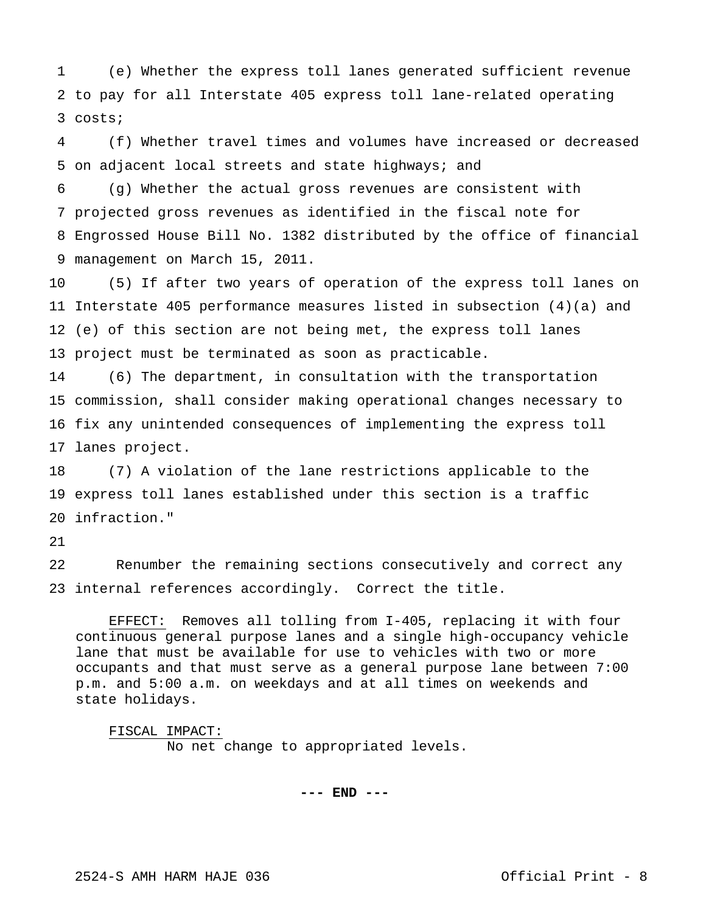(e) Whether the express toll lanes generated sufficient revenue to pay for all Interstate 405 express toll lane-related operating costs;

(f) Whether travel times and volumes have increased or decreased on adjacent local streets and state highways; and

(g) Whether the actual gross revenues are consistent with projected gross revenues as identified in the fiscal note for Engrossed House Bill No. 1382 distributed by the office of financial management on March 15, 2011.

(5) If after two years of operation of the express toll lanes on Interstate 405 performance measures listed in subsection (4)(a) and (e) of this section are not being met, the express toll lanes project must be terminated as soon as practicable.

(6) The department, in consultation with the transportation commission, shall consider making operational changes necessary to fix any unintended consequences of implementing the express toll lanes project.

(7) A violation of the lane restrictions applicable to the express toll lanes established under this section is a traffic infraction."

Renumber the remaining sections consecutively and correct any internal references accordingly. Correct the title.

EFFECT: Removes all tolling from I-405, replacing it with four continuous general purpose lanes and a single high-occupancy vehicle lane that must be available for use to vehicles with two or more occupants and that must serve as a general purpose lane between 7:00 p.m. and 5:00 a.m. on weekdays and at all times on weekends and state holidays.

FISCAL IMPACT:
No net change to appropriated levels.

**--- END ---**